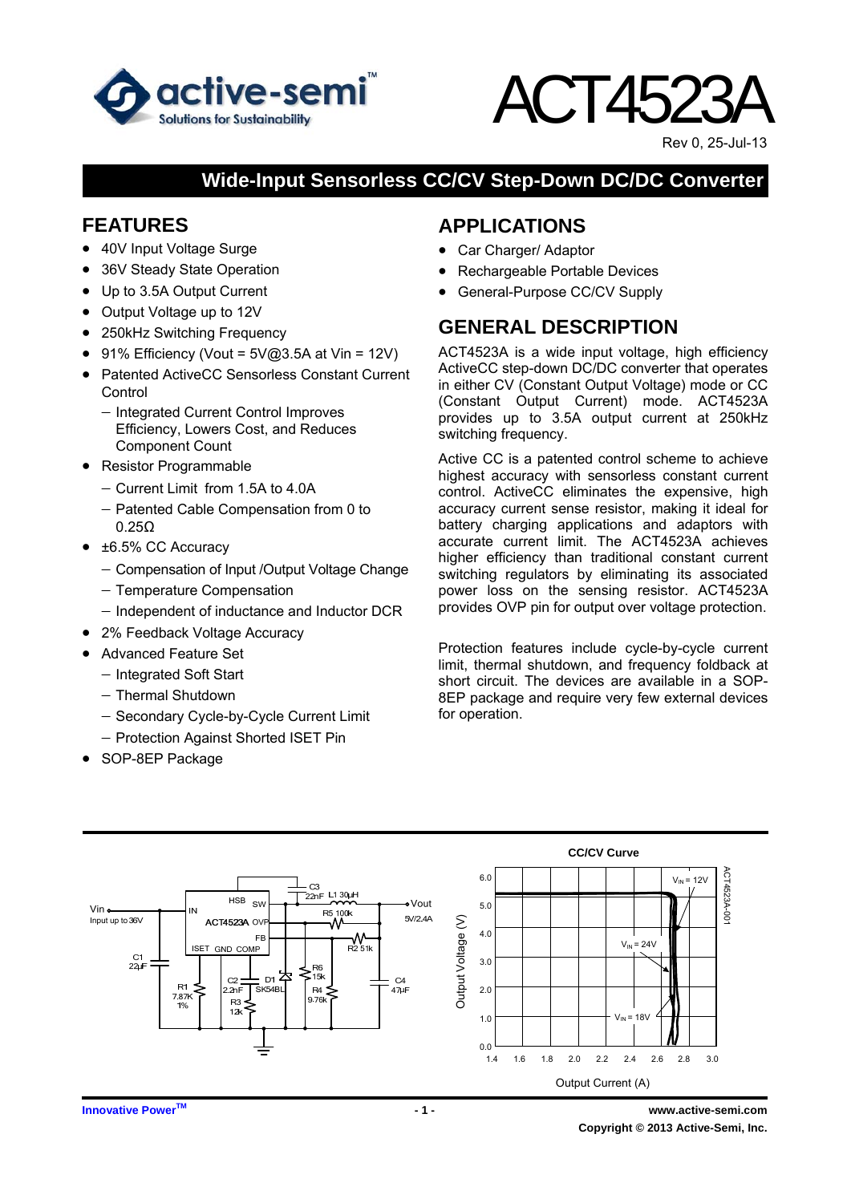# ACT4523A

Rev 0, 25-Jul-13

## Wide-Input Sensorless CC/CV Step-Down DC/DC Converter

## FEATURES

- 40V Input Voltage Surge
- 36V Steady State Operation
- Up to 3.5A Output Current
- Output Voltage up to 12V
- 250kHz Switching Frequency
- 91% Efficiency (Vout = 5V@3.5A at Vin = 12V)
- Patented ActiveCC Sensorless Constant Current Control
  - Integrated Current Control Improves Efficiency, Lowers Cost, and Reduces Component Count
- Resistor Programmable
  - Current Limit from 1.5A to 4.0A
  - Patented Cable Compensation from 0 to 0.25Ω
- ±6.5% CC Accuracy
  - Compensation of Input /Output Voltage Change
  - Temperature Compensation
  - Independent of inductance and Inductor DCR
- 2% Feedback Voltage Accuracy
- Advanced Feature Set
  - Integrated Soft Start
  - Thermal Shutdown
  - Secondary Cycle-by-Cycle Current Limit
  - Protection Against Shorted ISET Pin
- SOP-8EP Package

## APPLICATIONS

- Car Charger/ Adaptor
- Rechargeable Portable Devices
- General-Purpose CC/CV Supply

## GENERAL DESCRIPTION

ACT4523A is a wide input voltage, high efficiency ActiveCC step-down DC/DC converter that operates in either CV (Constant Output Voltage) mode or CC (Constant Output Current) mode. ACT4523A provides up to 3.5A output current at 250kHz switching frequency.

Active CC is a patented control scheme to achieve highest accuracy with sensorless constant current control. ActiveCC eliminates the expensive, high accuracy current sense resistor, making it ideal for battery charging applications and adaptors with accurate current limit. The ACT4523A achieves higher efficiency than traditional constant current switching regulators by eliminating its associated power loss on the sensing resistor. ACT4523A provides OVP pin for output over voltage protection.

Protection features include cycle-by-cycle current limit, thermal shutdown, and frequency foldback at short circuit. The devices are available in a SOP-8EP package and require very few external devices for operation.

CC/CV Curve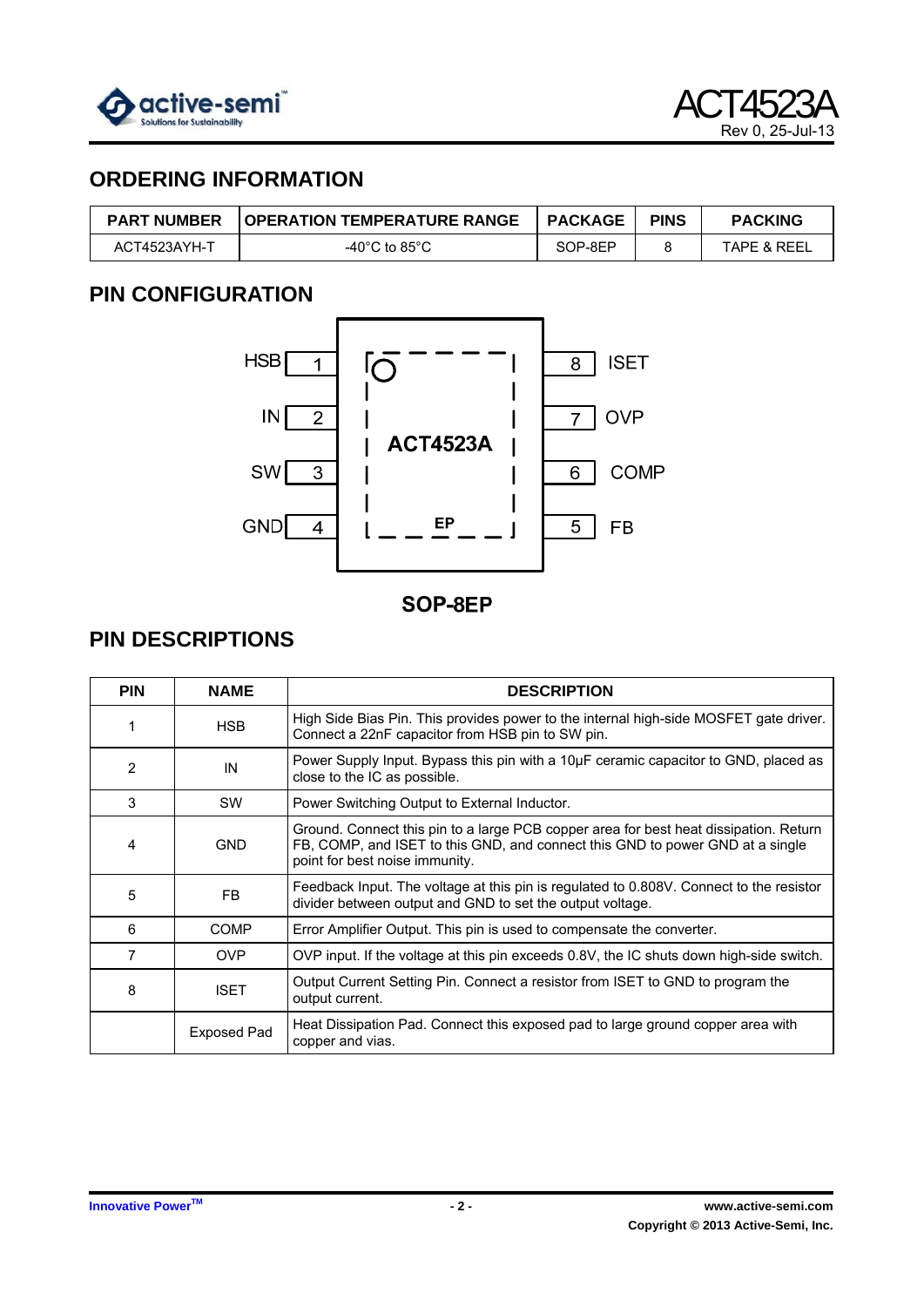## ORDERING INFORMATION

| PART NUMBER | OPERATION TEMPERATURE RANGE | PACKAGE | PINS | PACKING |
|---|---|---|---|---|
| ACT4523AYH-T | -40°C to 85°C | SOP-8EP | 8 | TAPE & REEL |

## PIN CONFIGURATION

HSB 1, IN 2, SW 3, GND 4, FB 5, COMP 6, OVP 7, ISET 8, EP

ACT4523A

SOP-8EP

## PIN DESCRIPTIONS

| PIN | NAME | DESCRIPTION |
|---|---|---|
| 1 | HSB | High Side Bias Pin. This provides power to the internal high-side MOSFET gate driver. Connect a 22nF capacitor from HSB pin to SW pin. |
| 2 | IN | Power Supply Input. Bypass this pin with a 10µF ceramic capacitor to GND, placed as close to the IC as possible. |
| 3 | SW | Power Switching Output to External Inductor. |
| 4 | GND | Ground. Connect this pin to a large PCB copper area for best heat dissipation. Return FB, COMP, and ISET to this GND, and connect this GND to power GND at a single point for best noise immunity. |
| 5 | FB | Feedback Input. The voltage at this pin is regulated to 0.808V. Connect to the resistor divider between output and GND to set the output voltage. |
| 6 | COMP | Error Amplifier Output. This pin is used to compensate the converter. |
| 7 | OVP | OVP input. If the voltage at this pin exceeds 0.8V, the IC shuts down high-side switch. |
| 8 | ISET | Output Current Setting Pin. Connect a resistor from ISET to GND to program the output current. |
| | Exposed Pad | Heat Dissipation Pad. Connect this exposed pad to large ground copper area with copper and vias. |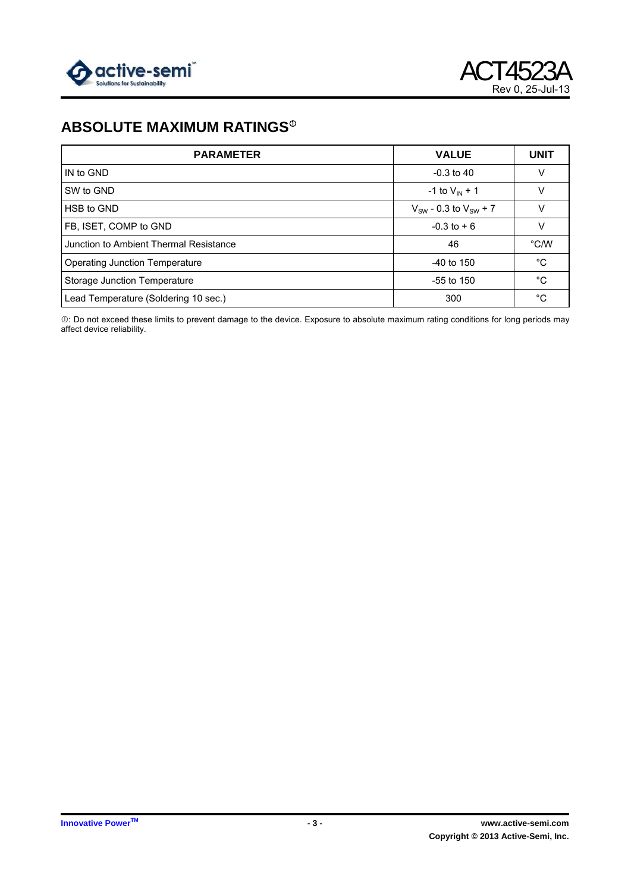## ABSOLUTE MAXIMUM RATINGS①

| PARAMETER | VALUE | UNIT |
|---|---|---|
| IN to GND | -0.3 to 40 | V |
| SW to GND | -1 to $V_{IN}$ + 1 | V |
| HSB to GND | $V_{SW}$ - 0.3 to $V_{SW}$ + 7 | V |
| FB, ISET, COMP to GND | -0.3 to + 6 | V |
| Junction to Ambient Thermal Resistance | 46 | °C/W |
| Operating Junction Temperature | -40 to 150 | °C |
| Storage Junction Temperature | -55 to 150 | °C |
| Lead Temperature (Soldering 10 sec.) | 300 | °C |

①: Do not exceed these limits to prevent damage to the device. Exposure to absolute maximum rating conditions for long periods may affect device reliability.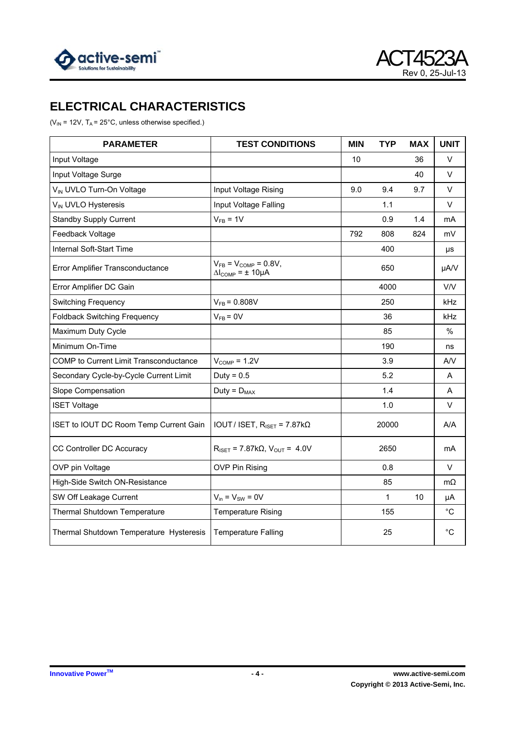## ELECTRICAL CHARACTERISTICS

($V_{IN}$ = 12V, $T_A$ = 25°C, unless otherwise specified.)

| PARAMETER | TEST CONDITIONS | MIN | TYP | MAX | UNIT |
|---|---|---|---|---|---|
| Input Voltage | | 10 | | 36 | V |
| Input Voltage Surge | | | | 40 | V |
| $V_{IN}$ UVLO Turn-On Voltage | Input Voltage Rising | 9.0 | 9.4 | 9.7 | V |
| $V_{IN}$ UVLO Hysteresis | Input Voltage Falling | | 1.1 | | V |
| Standby Supply Current | $V_{FB}$ = 1V | | 0.9 | 1.4 | mA |
| Feedback Voltage | | 792 | 808 | 824 | mV |
| Internal Soft-Start Time | | | 400 | | µs |
| Error Amplifier Transconductance | $V_{FB}$ = $V_{COMP}$ = 0.8V, $\Delta I_{COMP}$ = ± 10µA | | 650 | | µA/V |
| Error Amplifier DC Gain | | | 4000 | | V/V |
| Switching Frequency | $V_{FB}$ = 0.808V | | 250 | | kHz |
| Foldback Switching Frequency | $V_{FB}$ = 0V | | 36 | | kHz |
| Maximum Duty Cycle | | | 85 | | % |
| Minimum On-Time | | | 190 | | ns |
| COMP to Current Limit Transconductance | $V_{COMP}$ = 1.2V | | 3.9 | | A/V |
| Secondary Cycle-by-Cycle Current Limit | Duty = 0.5 | | 5.2 | | A |
| Slope Compensation | Duty = $D_{MAX}$ | | 1.4 | | A |
| ISET Voltage | | | 1.0 | | V |
| ISET to IOUT DC Room Temp Current Gain | IOUT / ISET, $R_{ISET}$ = 7.87kΩ | | 20000 | | A/A |
| CC Controller DC Accuracy | $R_{ISET}$ = 7.87kΩ, $V_{OUT}$ = 4.0V | | 2650 | | mA |
| OVP pin Voltage | OVP Pin Rising | | 0.8 | | V |
| High-Side Switch ON-Resistance | | | 85 | | mΩ |
| SW Off Leakage Current | $V_{in}$ = $V_{SW}$ = 0V | | 1 | 10 | µA |
| Thermal Shutdown Temperature | Temperature Rising | | 155 | | °C |
| Thermal Shutdown Temperature Hysteresis | Temperature Falling | | 25 | | °C |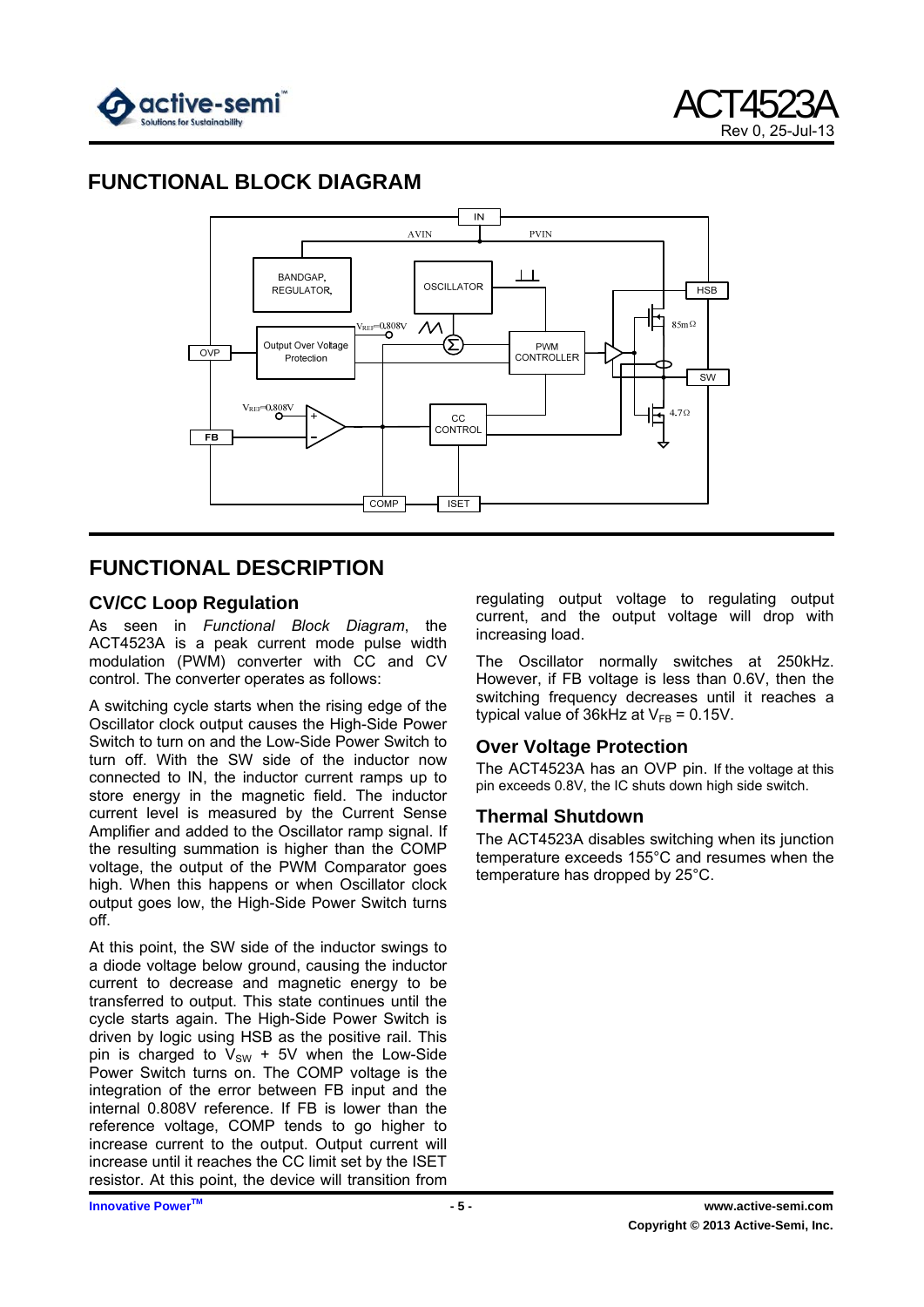## FUNCTIONAL BLOCK DIAGRAM

## FUNCTIONAL DESCRIPTION

### CV/CC Loop Regulation

As seen in *Functional Block Diagram*, the ACT4523A is a peak current mode pulse width modulation (PWM) converter with CC and CV control. The converter operates as follows:

A switching cycle starts when the rising edge of the Oscillator clock output causes the High-Side Power Switch to turn on and the Low-Side Power Switch to turn off. With the SW side of the inductor now connected to IN, the inductor current ramps up to store energy in the magnetic field. The inductor current level is measured by the Current Sense Amplifier and added to the Oscillator ramp signal. If the resulting summation is higher than the COMP voltage, the output of the PWM Comparator goes high. When this happens or when Oscillator clock output goes low, the High-Side Power Switch turns off.

At this point, the SW side of the inductor swings to a diode voltage below ground, causing the inductor current to decrease and magnetic energy to be transferred to output. This state continues until the cycle starts again. The High-Side Power Switch is driven by logic using HSB as the positive rail. This pin is charged to $V_{SW}$ + 5V when the Low-Side Power Switch turns on. The COMP voltage is the integration of the error between FB input and the internal 0.808V reference. If FB is lower than the reference voltage, COMP tends to go higher to increase current to the output. Output current will increase until it reaches the CC limit set by the ISET resistor. At this point, the device will transition from regulating output voltage to regulating output current, and the output voltage will drop with increasing load.

The Oscillator normally switches at 250kHz. However, if FB voltage is less than 0.6V, then the switching frequency decreases until it reaches a typical value of 36kHz at $V_{FB}$ = 0.15V.

### Over Voltage Protection

The ACT4523A has an OVP pin. If the voltage at this pin exceeds 0.8V, the IC shuts down high side switch.

### Thermal Shutdown

The ACT4523A disables switching when its junction temperature exceeds 155°C and resumes when the temperature has dropped by 25°C.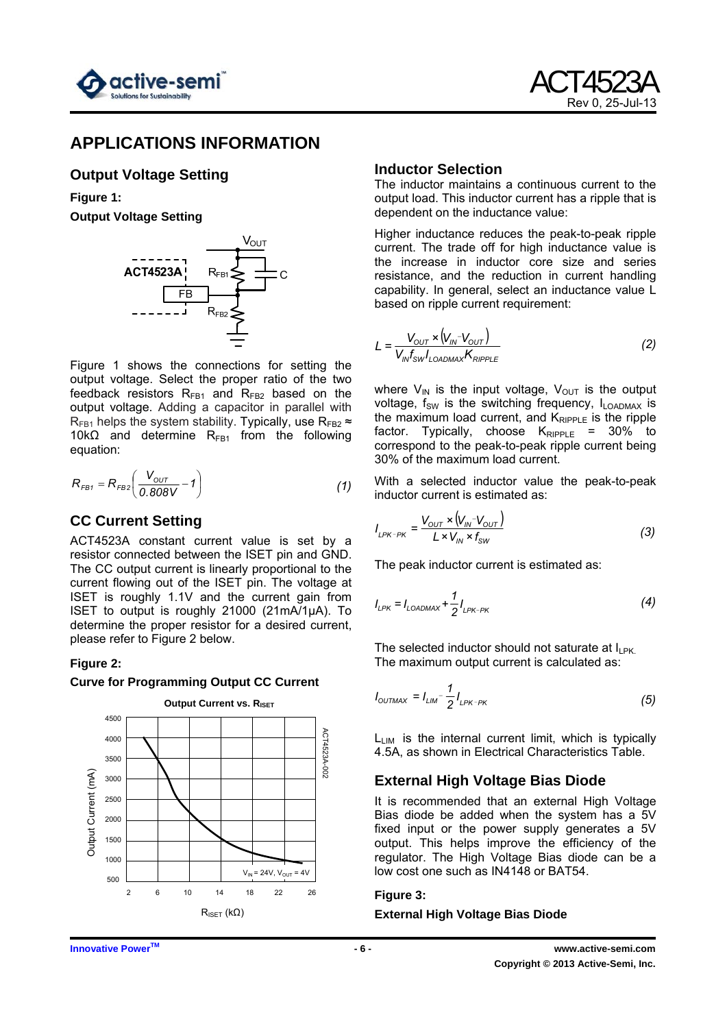## APPLICATIONS INFORMATION

### Output Voltage Setting

**Figure 1:**

**Output Voltage Setting**

Figure 1 shows the connections for setting the output voltage. Select the proper ratio of the two feedback resistors $R_{FB1}$ and $R_{FB2}$ based on the output voltage. Adding a capacitor in parallel with $R_{FB1}$ helps the system stability. Typically, use $R_{FB2} \approx$ 10kΩ and determine $R_{FB1}$ from the following equation:

$$R_{FB1} = R_{FB2}\left(\frac{V_{OUT}}{0.808V} - 1\right) \quad (1)$$

### CC Current Setting

ACT4523A constant current value is set by a resistor connected between the ISET pin and GND. The CC output current is linearly proportional to the current flowing out of the ISET pin. The voltage at ISET is roughly 1.1V and the current gain from ISET to output is roughly 21000 (21mA/1µA). To determine the proper resistor for a desired current, please refer to Figure 2 below.

**Figure 2:**

**Curve for Programming Output CC Current**

### Inductor Selection

The inductor maintains a continuous current to the output load. This inductor current has a ripple that is dependent on the inductance value:

Higher inductance reduces the peak-to-peak ripple current. The trade off for high inductance value is the increase in inductor core size and series resistance, and the reduction in current handling capability. In general, select an inductance value L based on ripple current requirement:

$$L = \frac{V_{OUT} \times (V_{IN} - V_{OUT})}{V_{IN} f_{SW} I_{LOADMAX} K_{RIPPLE}} \quad (2)$$

where $V_{IN}$ is the input voltage, $V_{OUT}$ is the output voltage, $f_{SW}$ is the switching frequency, $I_{LOADMAX}$ is the maximum load current, and $K_{RIPPLE}$ is the ripple factor. Typically, choose $K_{RIPPLE}$ = 30% to correspond to the peak-to-peak ripple current being 30% of the maximum load current.

With a selected inductor value the peak-to-peak inductor current is estimated as:

$$I_{LPK-PK} = \frac{V_{OUT} \times (V_{IN} - V_{OUT})}{L \times V_{IN} \times f_{SW}} \quad (3)$$

The peak inductor current is estimated as:

$$I_{LPK} = I_{LOADMAX} + \frac{1}{2} I_{LPK-PK} \quad (4)$$

The selected inductor should not saturate at $I_{LPK}$. The maximum output current is calculated as:

$$I_{OUTMAX} = I_{LIM} - \frac{1}{2} I_{LPK-PK} \quad (5)$$

$L_{LIM}$ is the internal current limit, which is typically 4.5A, as shown in Electrical Characteristics Table.

### External High Voltage Bias Diode

It is recommended that an external High Voltage Bias diode be added when the system has a 5V fixed input or the power supply generates a 5V output. This helps improve the efficiency of the regulator. The High Voltage Bias diode can be a low cost one such as IN4148 or BAT54.

**Figure 3:**

**External High Voltage Bias Diode**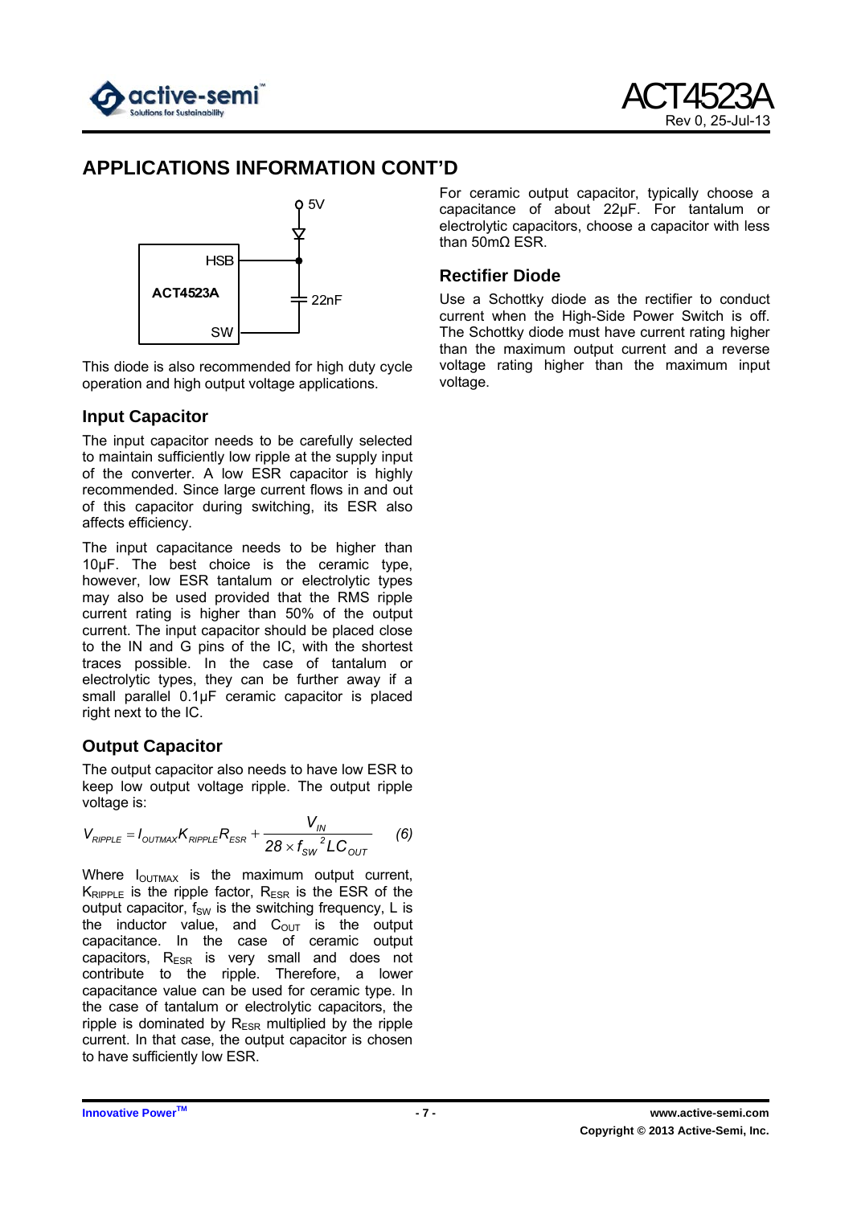## APPLICATIONS INFORMATION CONT'D

This diode is also recommended for high duty cycle operation and high output voltage applications.

### Input Capacitor

The input capacitor needs to be carefully selected to maintain sufficiently low ripple at the supply input of the converter. A low ESR capacitor is highly recommended. Since large current flows in and out of this capacitor during switching, its ESR also affects efficiency.

The input capacitance needs to be higher than 10µF. The best choice is the ceramic type, however, low ESR tantalum or electrolytic types may also be used provided that the RMS ripple current rating is higher than 50% of the output current. The input capacitor should be placed close to the IN and G pins of the IC, with the shortest traces possible. In the case of tantalum or electrolytic types, they can be further away if a small parallel 0.1µF ceramic capacitor is placed right next to the IC.

### Output Capacitor

The output capacitor also needs to have low ESR to keep low output voltage ripple. The output ripple voltage is:

$$V_{RIPPLE} = I_{OUTMAX} K_{RIPPLE} R_{ESR} + \frac{V_{IN}}{28 \times f_{SW}^{\ 2} L C_{OUT}} \qquad (6)$$

Where $I_{OUTMAX}$ is the maximum output current, $K_{RIPPLE}$ is the ripple factor, $R_{ESR}$ is the ESR of the output capacitor, $f_{SW}$ is the switching frequency, L is the inductor value, and $C_{OUT}$ is the output capacitance. In the case of ceramic output capacitors, $R_{ESR}$ is very small and does not contribute to the ripple. Therefore, a lower capacitance value can be used for ceramic type. In the case of tantalum or electrolytic capacitors, the ripple is dominated by $R_{ESR}$ multiplied by the ripple current. In that case, the output capacitor is chosen to have sufficiently low ESR.

For ceramic output capacitor, typically choose a capacitance of about 22µF. For tantalum or electrolytic capacitors, choose a capacitor with less than 50mΩ ESR.

### Rectifier Diode

Use a Schottky diode as the rectifier to conduct current when the High-Side Power Switch is off. The Schottky diode must have current rating higher than the maximum output current and a reverse voltage rating higher than the maximum input voltage.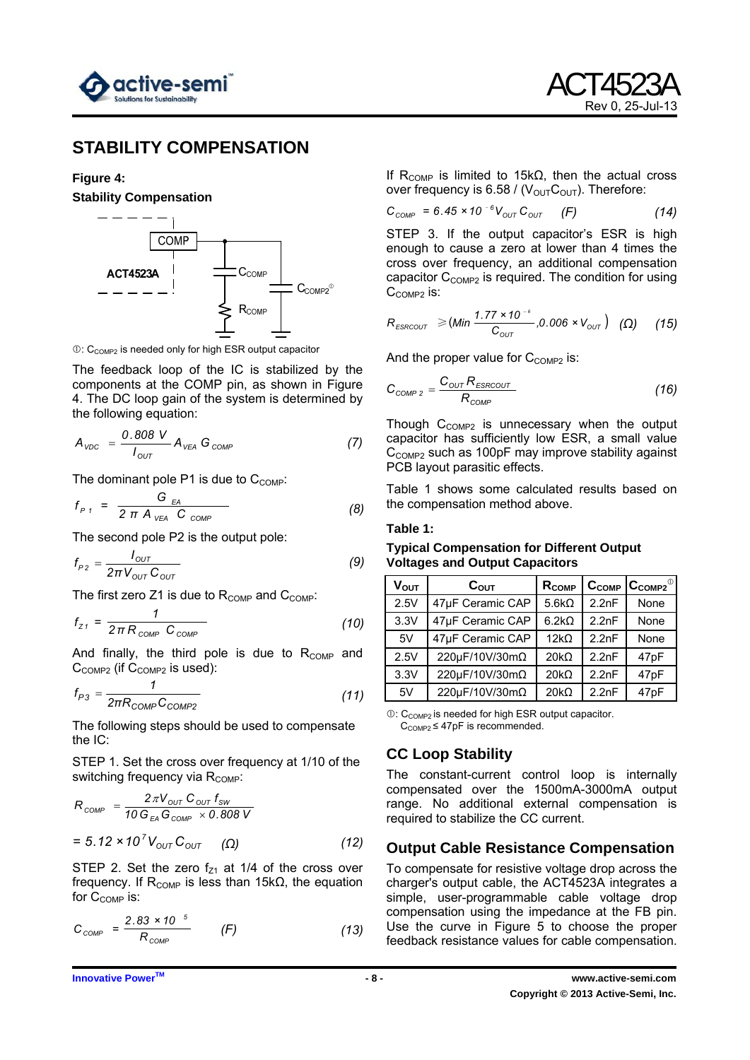## STABILITY COMPENSATION

**Figure 4:**

**Stability Compensation**

①: $C_{COMP2}$ is needed only for high ESR output capacitor

The feedback loop of the IC is stabilized by the components at the COMP pin, as shown in Figure 4. The DC loop gain of the system is determined by the following equation:

$$A_{VDC} = \frac{0.808\ V}{I_{OUT}} A_{VEA} G_{COMP} \qquad (7)$$

The dominant pole P1 is due to $C_{COMP}$:

$$f_{P1} = \frac{G_{EA}}{2\pi A_{VEA} C_{COMP}} \qquad (8)$$

The second pole P2 is the output pole:

$$f_{P2} = \frac{I_{OUT}}{2\pi V_{OUT} C_{OUT}} \qquad (9)$$

The first zero Z1 is due to $R_{COMP}$ and $C_{COMP}$:

$$f_{Z1} = \frac{1}{2\pi R_{COMP} C_{COMP}} \qquad (10)$$

And finally, the third pole is due to $R_{COMP}$ and $C_{COMP2}$ (if $C_{COMP2}$ is used):

$$f_{P3} = \frac{1}{2\pi R_{COMP} C_{COMP2}} \qquad (11)$$

The following steps should be used to compensate the IC:

STEP 1. Set the cross over frequency at 1/10 of the switching frequency via $R_{COMP}$:

$$R_{COMP} = \frac{2\pi V_{OUT} C_{OUT} f_{SW}}{10 G_{EA} G_{COMP} \times 0.808\ V}$$

$$= 5.12 \times 10^{7} V_{OUT} C_{OUT} \quad (\Omega) \qquad (12)$$

STEP 2. Set the zero $f_{Z1}$ at 1/4 of the cross over frequency. If $R_{COMP}$ is less than 15kΩ, the equation for $C_{COMP}$ is:

$$C_{COMP} = \frac{2.83 \times 10^{-5}}{R_{COMP}} \quad (F) \qquad (13)$$

If $R_{COMP}$ is limited to 15kΩ, then the actual cross over frequency is 6.58 / ($V_{OUT}C_{OUT}$). Therefore:

$$C_{COMP} = 6.45 \times 10^{-6} V_{OUT} C_{OUT} \quad (F) \qquad (14)$$

STEP 3. If the output capacitor's ESR is high enough to cause a zero at lower than 4 times the cross over frequency, an additional compensation capacitor $C_{COMP2}$ is required. The condition for using $C_{COMP2}$ is:

$$R_{ESRCOUT} \geqslant \left(Min \frac{1.77 \times 10^{-6}}{C_{OUT}}, 0.006 \times V_{OUT}\right) \quad (\Omega) \qquad (15)$$

And the proper value for $C_{COMP2}$ is:

$$C_{COMP2} = \frac{C_{OUT} R_{ESRCOUT}}{R_{COMP}} \qquad (16)$$

Though $C_{COMP2}$ is unnecessary when the output capacitor has sufficiently low ESR, a small value $C_{COMP2}$ such as 100pF may improve stability against PCB layout parasitic effects.

Table 1 shows some calculated results based on the compensation method above.

**Table 1:**

**Typical Compensation for Different Output Voltages and Output Capacitors**

| $V_{OUT}$ | $C_{OUT}$ | $R_{COMP}$ | $C_{COMP}$ | $C_{COMP2}$ ① |
|---|---|---|---|---|
| 2.5V | 47µF Ceramic CAP | 5.6kΩ | 2.2nF | None |
| 3.3V | 47µF Ceramic CAP | 6.2kΩ | 2.2nF | None |
| 5V | 47µF Ceramic CAP | 12kΩ | 2.2nF | None |
| 2.5V | 220µF/10V/30mΩ | 20kΩ | 2.2nF | 47pF |
| 3.3V | 220µF/10V/30mΩ | 20kΩ | 2.2nF | 47pF |
| 5V | 220µF/10V/30mΩ | 20kΩ | 2.2nF | 47pF |

①: $C_{COMP2}$ is needed for high ESR output capacitor.
$C_{COMP2}$ ≤ 47pF is recommended.

## CC Loop Stability

The constant-current control loop is internally compensated over the 1500mA-3000mA output range. No additional external compensation is required to stabilize the CC current.

## Output Cable Resistance Compensation

To compensate for resistive voltage drop across the charger's output cable, the ACT4523A integrates a simple, user-programmable cable voltage drop compensation using the impedance at the FB pin. Use the curve in Figure 5 to choose the proper feedback resistance values for cable compensation.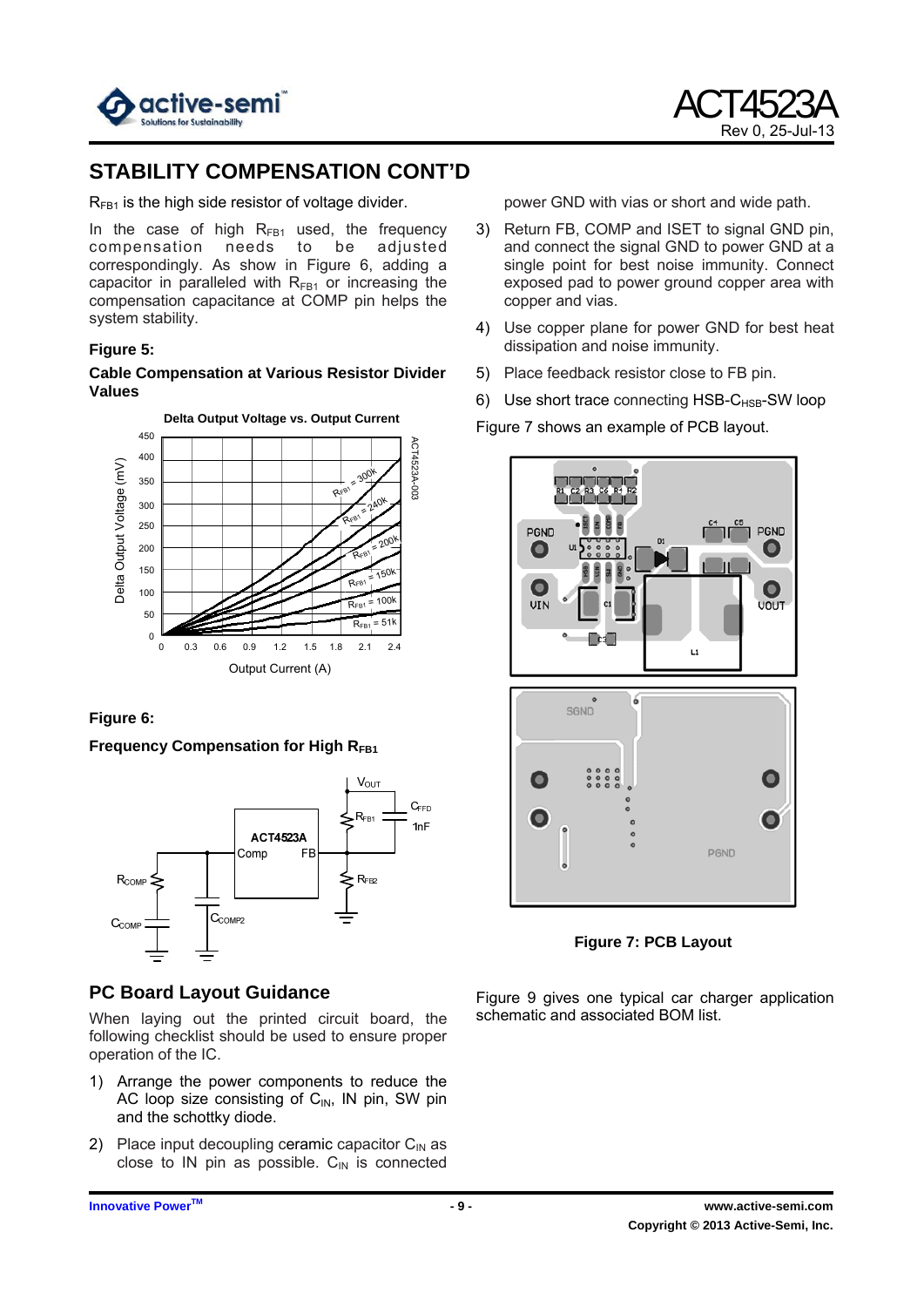## STABILITY COMPENSATION CONT'D

$R_{FB1}$ is the high side resistor of voltage divider.

In the case of high $R_{FB1}$ used, the frequency compensation needs to be adjusted correspondingly. As show in Figure 6, adding a capacitor in paralleled with $R_{FB1}$ or increasing the compensation capacitance at COMP pin helps the system stability.

**Figure 5:**

**Cable Compensation at Various Resistor Divider Values**

**Figure 6:**

**Frequency Compensation for High $R_{FB1}$**

## PC Board Layout Guidance

When laying out the printed circuit board, the following checklist should be used to ensure proper operation of the IC.

1) Arrange the power components to reduce the AC loop size consisting of $C_{IN}$, IN pin, SW pin and the schottky diode.
2) Place input decoupling ceramic capacitor $C_{IN}$ as close to IN pin as possible. $C_{IN}$ is connected power GND with vias or short and wide path.
3) Return FB, COMP and ISET to signal GND pin, and connect the signal GND to power GND at a single point for best noise immunity. Connect exposed pad to power ground copper area with copper and vias.
4) Use copper plane for power GND for best heat dissipation and noise immunity.
5) Place feedback resistor close to FB pin.
6) Use short trace connecting HSB-$C_{HSB}$-SW loop

Figure 7 shows an example of PCB layout.

**Figure 7: PCB Layout**

Figure 9 gives one typical car charger application schematic and associated BOM list.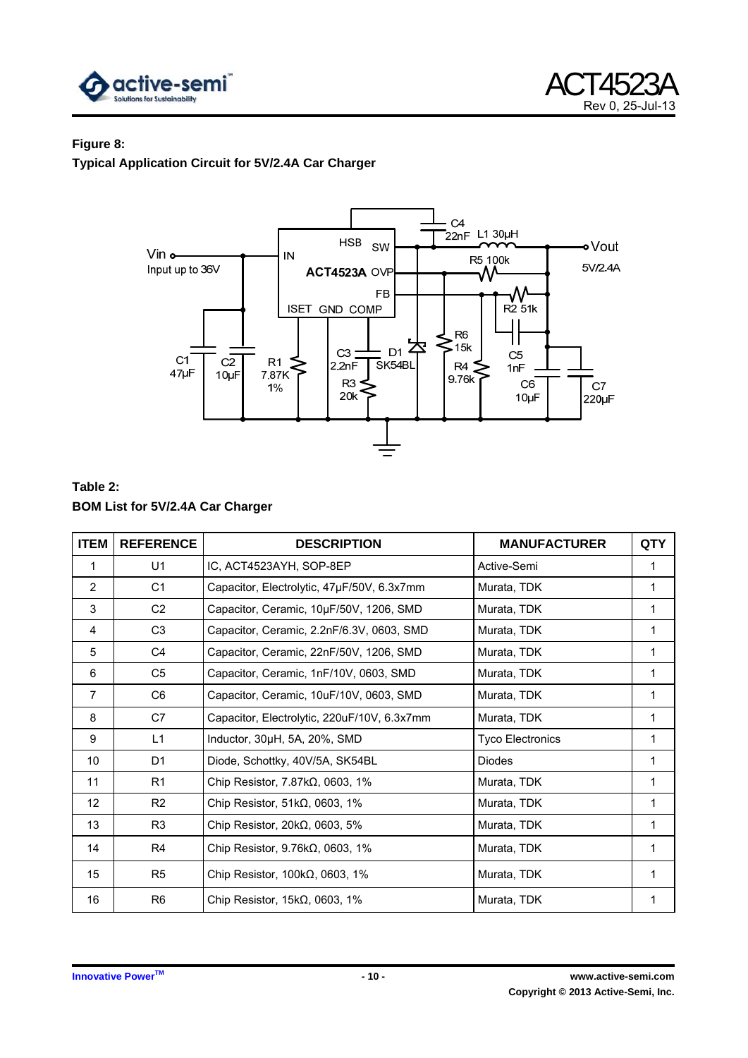**Figure 8:**

**Typical Application Circuit for 5V/2.4A Car Charger**

**Table 2:**

**BOM List for 5V/2.4A Car Charger**

| ITEM | REFERENCE | DESCRIPTION | MANUFACTURER | QTY |
|---|---|---|---|---|
| 1 | U1 | IC, ACT4523AYH, SOP-8EP | Active-Semi | 1 |
| 2 | C1 | Capacitor, Electrolytic, 47µF/50V, 6.3x7mm | Murata, TDK | 1 |
| 3 | C2 | Capacitor, Ceramic, 10µF/50V, 1206, SMD | Murata, TDK | 1 |
| 4 | C3 | Capacitor, Ceramic, 2.2nF/6.3V, 0603, SMD | Murata, TDK | 1 |
| 5 | C4 | Capacitor, Ceramic, 22nF/50V, 1206, SMD | Murata, TDK | 1 |
| 6 | C5 | Capacitor, Ceramic, 1nF/10V, 0603, SMD | Murata, TDK | 1 |
| 7 | C6 | Capacitor, Ceramic, 10uF/10V, 0603, SMD | Murata, TDK | 1 |
| 8 | C7 | Capacitor, Electrolytic, 220uF/10V, 6.3x7mm | Murata, TDK | 1 |
| 9 | L1 | Inductor, 30µH, 5A, 20%, SMD | Tyco Electronics | 1 |
| 10 | D1 | Diode, Schottky, 40V/5A, SK54BL | Diodes | 1 |
| 11 | R1 | Chip Resistor, 7.87kΩ, 0603, 1% | Murata, TDK | 1 |
| 12 | R2 | Chip Resistor, 51kΩ, 0603, 1% | Murata, TDK | 1 |
| 13 | R3 | Chip Resistor, 20kΩ, 0603, 5% | Murata, TDK | 1 |
| 14 | R4 | Chip Resistor, 9.76kΩ, 0603, 1% | Murata, TDK | 1 |
| 15 | R5 | Chip Resistor, 100kΩ, 0603, 1% | Murata, TDK | 1 |
| 16 | R6 | Chip Resistor, 15kΩ, 0603, 1% | Murata, TDK | 1 |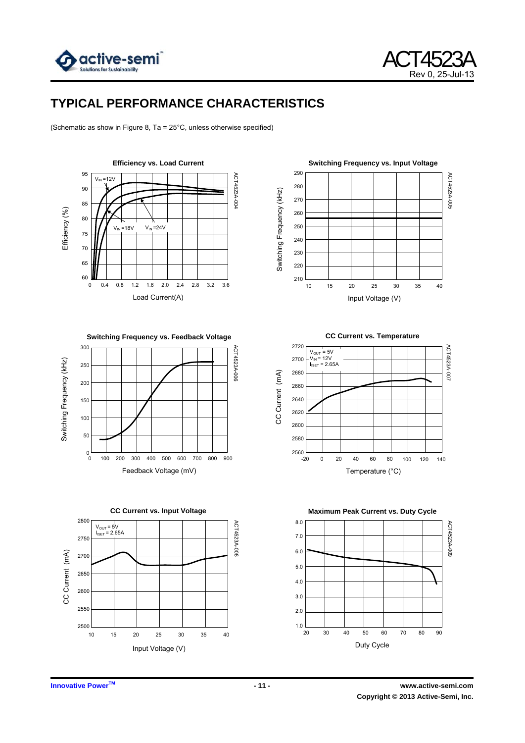# TYPICAL PERFORMANCE CHARACTERISTICS

(Schematic as show in Figure 8, Ta = 25°C, unless otherwise specified)

**Efficiency vs. Load Current**

ACT4523A-004

Efficiency (%) vs. Load Current(A); curves for $V_{IN}$ =12V, $V_{IN}$ =18V, $V_{IN}$ =24V

**Switching Frequency vs. Input Voltage**

ACT4523A-005

Switching Frequency (kHz) vs. Input Voltage (V)

**Switching Frequency vs. Feedback Voltage**

ACT4523A-006

Switching Frequency (kHz) vs. Feedback Voltage (mV)

**CC Current vs. Temperature**

ACT4523A-007

$V_{OUT}$ = 5V
$V_{IN}$ = 12V
$I_{SET}$ = 2.65A

CC Current (mA) vs. Temperature (°C)

**CC Current vs. Input Voltage**

ACT4523A-008

$V_{OUT}$ = 5V
$I_{SET}$ = 2.65A

CC Current (mA) vs. Input Voltage (V)

**Maximum Peak Current vs. Duty Cycle**

ACT4523A-009

Maximum Peak Current vs. Duty Cycle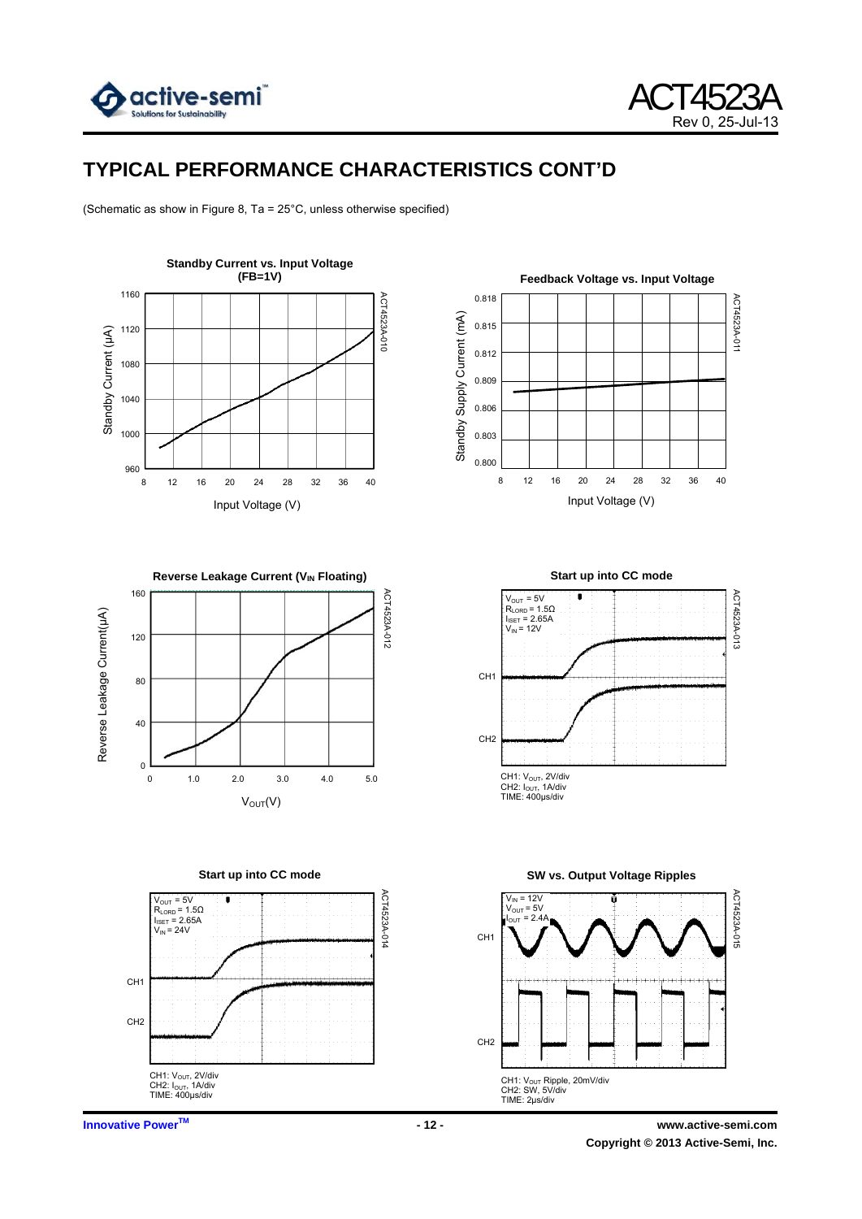## TYPICAL PERFORMANCE CHARACTERISTICS CONT'D

(Schematic as show in Figure 8, Ta = 25°C, unless otherwise specified)

**Standby Current vs. Input Voltage (FB=1V)**

ACT4523A-010

**Feedback Voltage vs. Input Voltage**

ACT4523A-011

**Reverse Leakage Current ($V_{IN}$ Floating)**

ACT4523A-012

**Start up into CC mode**

$V_{OUT}$ = 5V
$R_{LORD}$ = 1.5Ω
$I_{SET}$ = 2.65A
$V_{IN}$ = 12V

CH1: $V_{OUT}$, 2V/div
CH2: $I_{OUT}$, 1A/div
TIME: 400μs/div

ACT4523A-013

**Start up into CC mode**

$V_{OUT}$ = 5V
$R_{LORD}$ = 1.5Ω
$I_{SET}$ = 2.65A
$V_{IN}$ = 24V

CH1: $V_{OUT}$, 2V/div
CH2: $I_{OUT}$, 1A/div
TIME: 400μs/div

ACT4523A-014

**SW vs. Output Voltage Ripples**

$V_{IN}$ = 12V
$V_{OUT}$ = 5V
$I_{OUT}$ = 2.4A

CH1: $V_{OUT}$ Ripple, 20mV/div
CH2: SW, 5V/div
TIME: 2μs/div

ACT4523A-015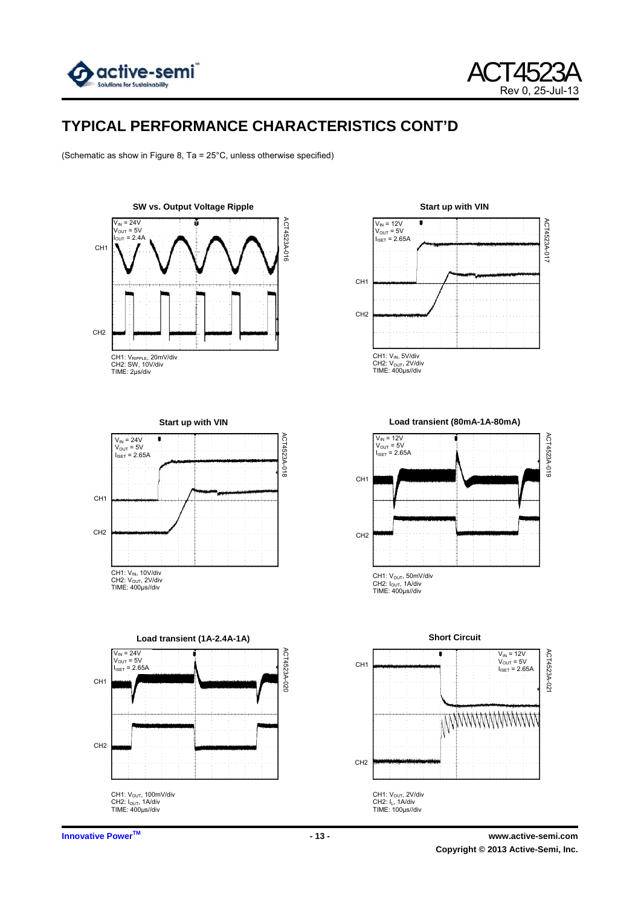## TYPICAL PERFORMANCE CHARACTERISTICS CONT'D

(Schematic as show in Figure 8, Ta = 25°C, unless otherwise specified)

**SW vs. Output Voltage Ripple**

$V_{IN}$ = 24V
$V_{OUT}$ = 5V
$I_{OUT}$ = 2.4A

ACT4523A-016

CH1: $V_{RIPPLE}$, 20mV/div
CH2: SW, 10V/div
TIME: 2µs/div

**Start up with VIN**

$V_{IN}$ = 12V
$V_{OUT}$ = 5V
$I_{ISET}$ = 2.65A

ACT4523A-017

CH1: $V_{IN}$, 5V/div
CH2: $V_{OUT}$, 2V/div
TIME: 400µs//div

**Start up with VIN**

$V_{IN}$ = 24V
$V_{OUT}$ = 5V
$I_{ISET}$ = 2.65A

ACT4523A-018

CH1: $V_{IN}$, 10V/div
CH2: $V_{OUT}$, 2V/div
TIME: 400µs//div

**Load transient (80mA-1A-80mA)**

$V_{IN}$ = 12V
$V_{OUT}$ = 5V
$I_{ISET}$ = 2.65A

ACT4523A-019

CH1: $V_{OUT}$, 50mV/div
CH2: $I_{OUT}$, 1A/div
TIME: 400µs//div

**Load transient (1A-2.4A-1A)**

$V_{IN}$ = 24V
$V_{OUT}$ = 5V
$I_{ISET}$ = 2.65A

ACT4523A-020

CH1: $V_{OUT}$, 100mV/div
CH2: $I_{OUT}$, 1A/div
TIME: 400µs//div

**Short Circuit**

$V_{IN}$ = 12V
$V_{OUT}$ = 5V
$I_{ISET}$ = 2.65A

ACT4523A-021

CH1: $V_{OUT}$, 2V/div
CH2: $I_L$, 1A/div
TIME: 100µs//div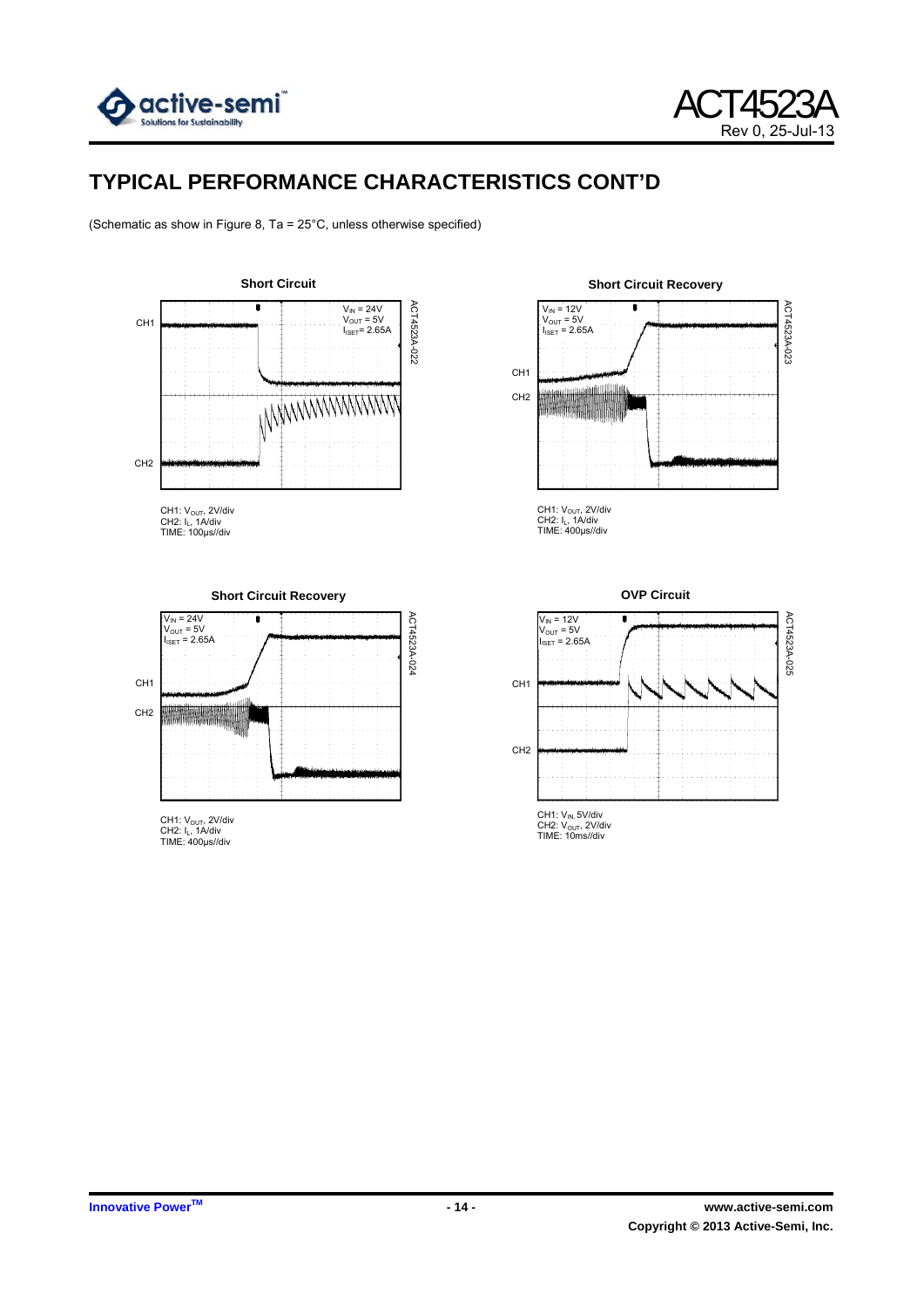## TYPICAL PERFORMANCE CHARACTERISTICS CONT'D

(Schematic as show in Figure 8, Ta = 25°C, unless otherwise specified)

**Short Circuit**

$V_{IN}$ = 24V
$V_{OUT}$ = 5V
$I_{SET}$= 2.65A

ACT4523A-022

CH1: $V_{OUT}$, 2V/div
CH2: $I_L$, 1A/div
TIME: 100μs//div

**Short Circuit Recovery**

$V_{IN}$ = 12V
$V_{OUT}$ = 5V
$I_{SET}$ = 2.65A

ACT4523A-023

CH1: $V_{OUT}$, 2V/div
CH2: $I_L$, 1A/div
TIME: 400μs//div

**Short Circuit Recovery**

$V_{IN}$ = 24V
$V_{OUT}$ = 5V
$I_{SET}$ = 2.65A

ACT4523A-024

CH1: $V_{OUT}$, 2V/div
CH2: $I_L$, 1A/div
TIME: 400μs//div

**OVP Circuit**

$V_{IN}$ = 12V
$V_{OUT}$ = 5V
$I_{SET}$ = 2.65A

ACT4523A-025

CH1: $V_{IN}$, 5V/div
CH2: $V_{OUT}$, 2V/div
TIME: 10ms//div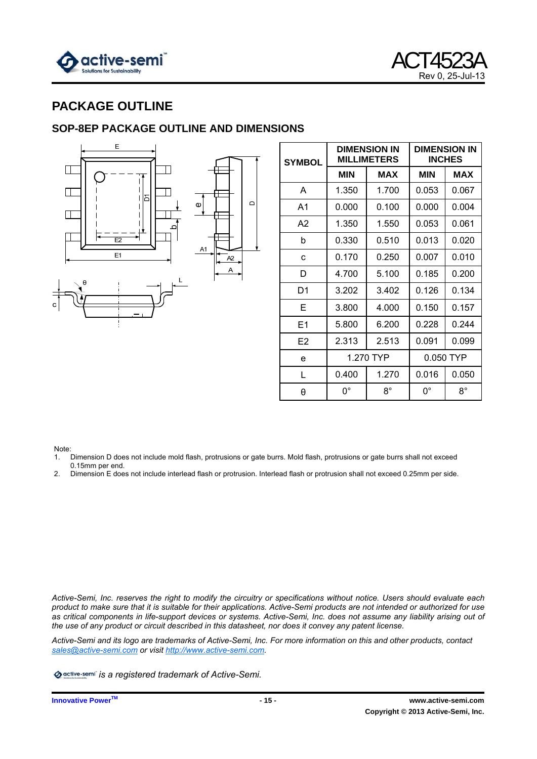## PACKAGE OUTLINE

### SOP-8EP PACKAGE OUTLINE AND DIMENSIONS

E
D1
E2
E1
e
b
D
A1
A2
A
θ
L
c

| SYMBOL | DIMENSION IN MILLIMETERS | | DIMENSION IN INCHES | |
|---|---|---|---|---|
| | MIN | MAX | MIN | MAX |
| A | 1.350 | 1.700 | 0.053 | 0.067 |
| A1 | 0.000 | 0.100 | 0.000 | 0.004 |
| A2 | 1.350 | 1.550 | 0.053 | 0.061 |
| b | 0.330 | 0.510 | 0.013 | 0.020 |
| c | 0.170 | 0.250 | 0.007 | 0.010 |
| D | 4.700 | 5.100 | 0.185 | 0.200 |
| D1 | 3.202 | 3.402 | 0.126 | 0.134 |
| E | 3.800 | 4.000 | 0.150 | 0.157 |
| E1 | 5.800 | 6.200 | 0.228 | 0.244 |
| E2 | 2.313 | 2.513 | 0.091 | 0.099 |
| e | 1.270 TYP | | 0.050 TYP | |
| L | 0.400 | 1.270 | 0.016 | 0.050 |
| θ | 0° | 8° | 0° | 8° |

Note:
1. Dimension D does not include mold flash, protrusions or gate burrs. Mold flash, protrusions or gate burrs shall not exceed 0.15mm per end.
2. Dimension E does not include interlead flash or protrusion. Interlead flash or protrusion shall not exceed 0.25mm per side.

*Active-Semi, Inc. reserves the right to modify the circuitry or specifications without notice. Users should evaluate each product to make sure that it is suitable for their applications. Active-Semi products are not intended or authorized for use as critical components in life-support devices or systems. Active-Semi, Inc. does not assume any liability arising out of the use of any product or circuit described in this datasheet, nor does it convey any patent license.*

*Active-Semi and its logo are trademarks of Active-Semi, Inc. For more information on this and other products, contact [sales@active-semi.com](mailto:sales@active-semi.com) or visit [http://www.active-semi.com](http://www.active-semi.com).*

*active-semi is a registered trademark of Active-Semi.*